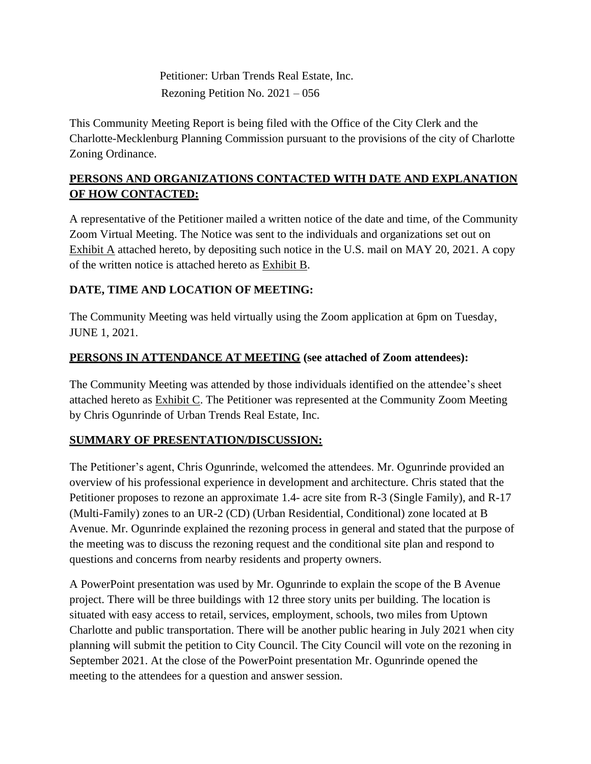Petitioner: Urban Trends Real Estate, Inc.
Rezoning Petition No. 2021 – 056

This Community Meeting Report is being filed with the Office of the City Clerk and the Charlotte-Mecklenburg Planning Commission pursuant to the provisions of the city of Charlotte Zoning Ordinance.

## **PERSONS AND ORGANIZATIONS CONTACTED WITH DATE AND EXPLANATION OF HOW CONTACTED:**

A representative of the Petitioner mailed a written notice of the date and time, of the Community Zoom Virtual Meeting. The Notice was sent to the individuals and organizations set out on Exhibit A attached hereto, by depositing such notice in the U.S. mail on MAY 20, 2021. A copy of the written notice is attached hereto as Exhibit B.

## **DATE, TIME AND LOCATION OF MEETING:**

The Community Meeting was held virtually using the Zoom application at 6pm on Tuesday, JUNE 1, 2021.

## **PERSONS IN ATTENDANCE AT MEETING (see attached of Zoom attendees):**

The Community Meeting was attended by those individuals identified on the attendee's sheet attached hereto as Exhibit C. The Petitioner was represented at the Community Zoom Meeting by Chris Ogunrinde of Urban Trends Real Estate, Inc.

## **SUMMARY OF PRESENTATION/DISCUSSION:**

The Petitioner's agent, Chris Ogunrinde, welcomed the attendees. Mr. Ogunrinde provided an overview of his professional experience in development and architecture. Chris stated that the Petitioner proposes to rezone an approximate 1.4- acre site from R-3 (Single Family), and R-17 (Multi-Family) zones to an UR-2 (CD) (Urban Residential, Conditional) zone located at B Avenue. Mr. Ogunrinde explained the rezoning process in general and stated that the purpose of the meeting was to discuss the rezoning request and the conditional site plan and respond to questions and concerns from nearby residents and property owners.

A PowerPoint presentation was used by Mr. Ogunrinde to explain the scope of the B Avenue project. There will be three buildings with 12 three story units per building. The location is situated with easy access to retail, services, employment, schools, two miles from Uptown Charlotte and public transportation. There will be another public hearing in July 2021 when city planning will submit the petition to City Council. The City Council will vote on the rezoning in September 2021. At the close of the PowerPoint presentation Mr. Ogunrinde opened the meeting to the attendees for a question and answer session.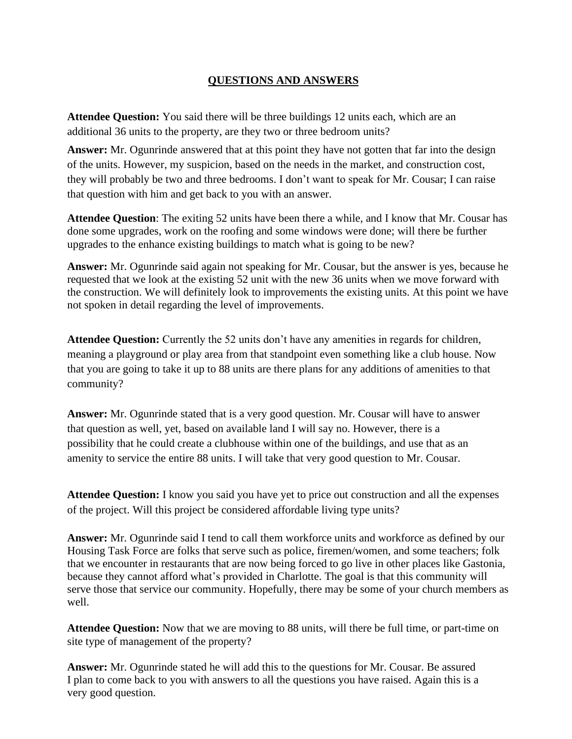# QUESTIONS AND ANSWERS

**Attendee Question:** You said there will be three buildings 12 units each, which are an additional 36 units to the property, are they two or three bedroom units?

**Answer:** Mr. Ogunrinde answered that at this point they have not gotten that far into the design of the units. However, my suspicion, based on the needs in the market, and construction cost, they will probably be two and three bedrooms. I don't want to speak for Mr. Cousar; I can raise that question with him and get back to you with an answer.

**Attendee Question**: The exiting 52 units have been there a while, and I know that Mr. Cousar has done some upgrades, work on the roofing and some windows were done; will there be further upgrades to the enhance existing buildings to match what is going to be new?

**Answer:** Mr. Ogunrinde said again not speaking for Mr. Cousar, but the answer is yes, because he requested that we look at the existing 52 unit with the new 36 units when we move forward with the construction. We will definitely look to improvements the existing units. At this point we have not spoken in detail regarding the level of improvements.

**Attendee Question:** Currently the 52 units don't have any amenities in regards for children, meaning a playground or play area from that standpoint even something like a club house. Now that you are going to take it up to 88 units are there plans for any additions of amenities to that community?

**Answer:** Mr. Ogunrinde stated that is a very good question. Mr. Cousar will have to answer that question as well, yet, based on available land I will say no. However, there is a possibility that he could create a clubhouse within one of the buildings, and use that as an amenity to service the entire 88 units. I will take that very good question to Mr. Cousar.

**Attendee Question:** I know you said you have yet to price out construction and all the expenses of the project. Will this project be considered affordable living type units?

**Answer:** Mr. Ogunrinde said I tend to call them workforce units and workforce as defined by our Housing Task Force are folks that serve such as police, firemen/women, and some teachers; folk that we encounter in restaurants that are now being forced to go live in other places like Gastonia, because they cannot afford what's provided in Charlotte. The goal is that this community will serve those that service our community. Hopefully, there may be some of your church members as well.

**Attendee Question:** Now that we are moving to 88 units, will there be full time, or part-time on site type of management of the property?

**Answer:** Mr. Ogunrinde stated he will add this to the questions for Mr. Cousar. Be assured I plan to come back to you with answers to all the questions you have raised. Again this is a very good question.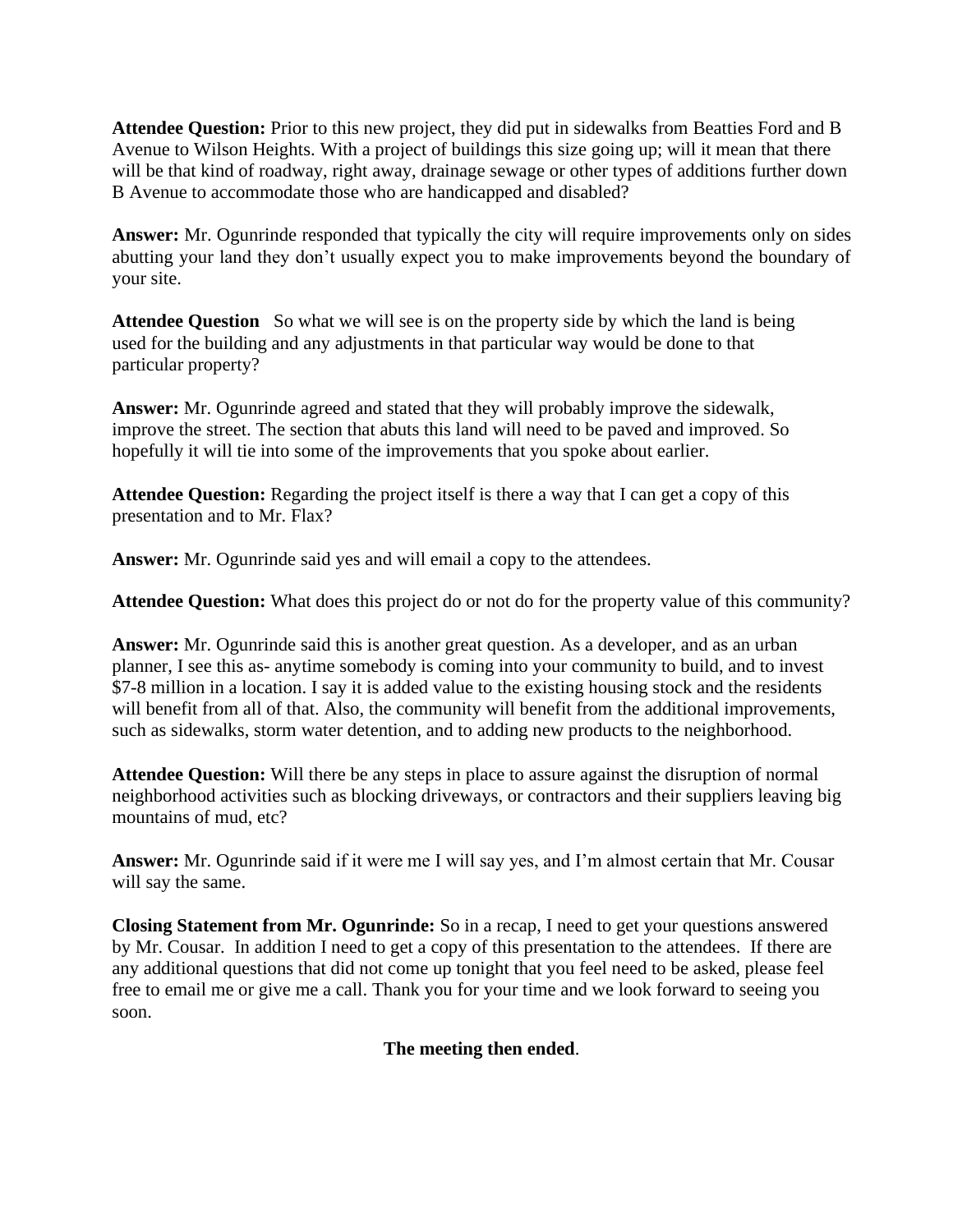**Attendee Question:** Prior to this new project, they did put in sidewalks from Beatties Ford and B Avenue to Wilson Heights. With a project of buildings this size going up; will it mean that there will be that kind of roadway, right away, drainage sewage or other types of additions further down B Avenue to accommodate those who are handicapped and disabled?

**Answer:** Mr. Ogunrinde responded that typically the city will require improvements only on sides abutting your land they don't usually expect you to make improvements beyond the boundary of your site.

**Attendee Question** So what we will see is on the property side by which the land is being used for the building and any adjustments in that particular way would be done to that particular property?

**Answer:** Mr. Ogunrinde agreed and stated that they will probably improve the sidewalk, improve the street. The section that abuts this land will need to be paved and improved. So hopefully it will tie into some of the improvements that you spoke about earlier.

**Attendee Question:** Regarding the project itself is there a way that I can get a copy of this presentation and to Mr. Flax?

**Answer:** Mr. Ogunrinde said yes and will email a copy to the attendees.

**Attendee Question:** What does this project do or not do for the property value of this community?

**Answer:** Mr. Ogunrinde said this is another great question. As a developer, and as an urban planner, I see this as- anytime somebody is coming into your community to build, and to invest $7-8 million in a location. I say it is added value to the existing housing stock and the residents will benefit from all of that. Also, the community will benefit from the additional improvements, such as sidewalks, storm water detention, and to adding new products to the neighborhood.

**Attendee Question:** Will there be any steps in place to assure against the disruption of normal neighborhood activities such as blocking driveways, or contractors and their suppliers leaving big mountains of mud, etc?

**Answer:** Mr. Ogunrinde said if it were me I will say yes, and I'm almost certain that Mr. Cousar will say the same.

**Closing Statement from Mr. Ogunrinde:** So in a recap, I need to get your questions answered by Mr. Cousar. In addition I need to get a copy of this presentation to the attendees. If there are any additional questions that did not come up tonight that you feel need to be asked, please feel free to email me or give me a call. Thank you for your time and we look forward to seeing you soon.

**The meeting then ended**.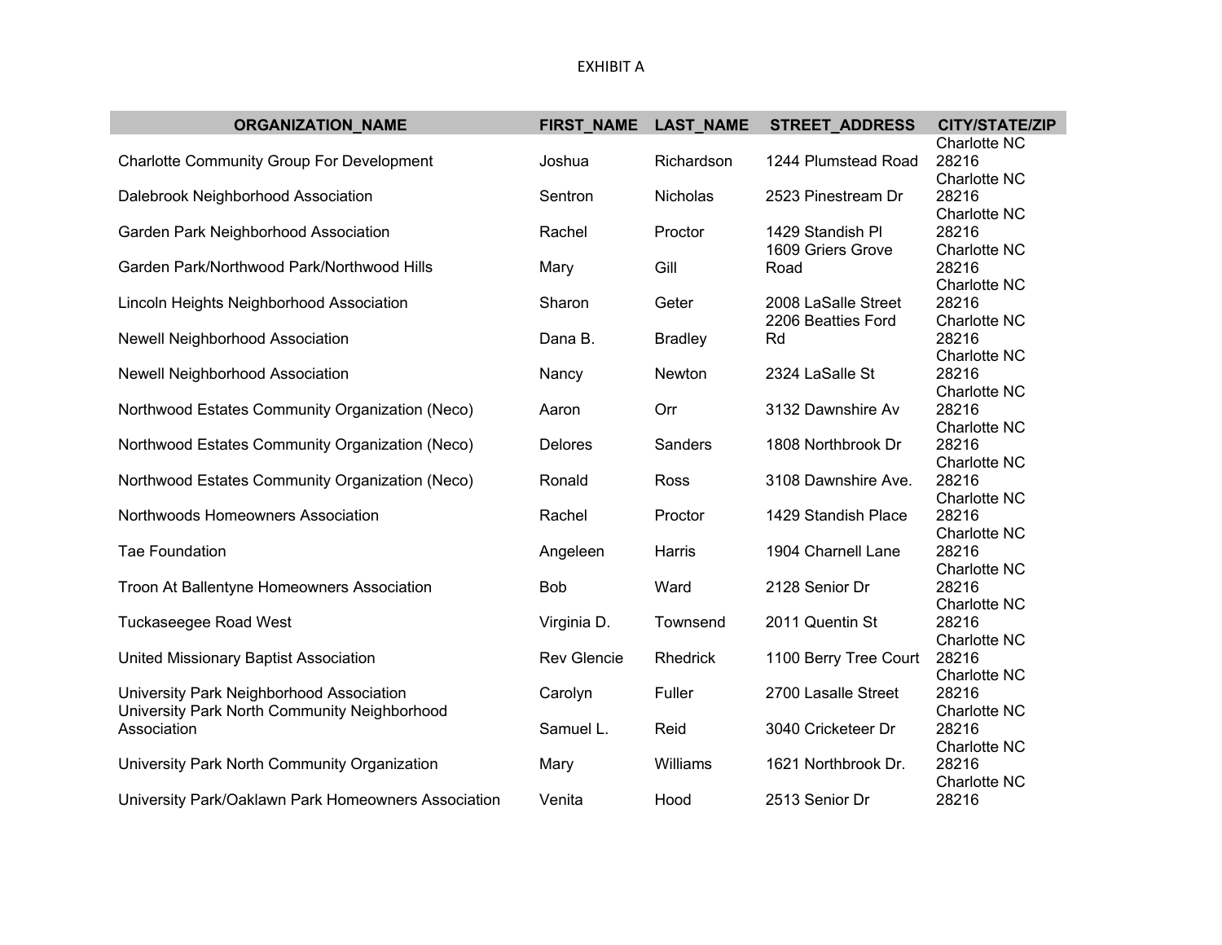EXHIBIT A

| ORGANIZATION_NAME | FIRST_NAME | LAST_NAME | STREET_ADDRESS | CITY/STATE/ZIP |
|---|---|---|---|---|
| Charlotte Community Group For Development | Joshua | Richardson | 1244 Plumstead Road | Charlotte NC 28216 |
| Dalebrook Neighborhood Association | Sentron | Nicholas | 2523 Pinestream Dr | Charlotte NC 28216 |
| Garden Park Neighborhood Association | Rachel | Proctor | 1429 Standish Pl | Charlotte NC 28216 |
| Garden Park/Northwood Park/Northwood Hills | Mary | Gill | 1609 Griers Grove Road | Charlotte NC 28216 |
| Lincoln Heights Neighborhood Association | Sharon | Geter | 2008 LaSalle Street | Charlotte NC 28216 |
| Newell Neighborhood Association | Dana B. | Bradley | 2206 Beatties Ford Rd | Charlotte NC 28216 |
| Newell Neighborhood Association | Nancy | Newton | 2324 LaSalle St | Charlotte NC 28216 |
| Northwood Estates Community Organization (Neco) | Aaron | Orr | 3132 Dawnshire Av | Charlotte NC 28216 |
| Northwood Estates Community Organization (Neco) | Delores | Sanders | 1808 Northbrook Dr | Charlotte NC 28216 |
| Northwood Estates Community Organization (Neco) | Ronald | Ross | 3108 Dawnshire Ave. | Charlotte NC 28216 |
| Northwoods Homeowners Association | Rachel | Proctor | 1429 Standish Place | Charlotte NC 28216 |
| Tae Foundation | Angeleen | Harris | 1904 Charnell Lane | Charlotte NC 28216 |
| Troon At Ballentyne Homeowners Association | Bob | Ward | 2128 Senior Dr | Charlotte NC 28216 |
| Tuckaseegee Road West | Virginia D. | Townsend | 2011 Quentin St | Charlotte NC 28216 |
| United Missionary Baptist Association | Rev Glencie | Rhedrick | 1100 Berry Tree Court | Charlotte NC 28216 |
| University Park Neighborhood Association | Carolyn | Fuller | 2700 Lasalle Street | Charlotte NC 28216 |
| University Park North Community Neighborhood Association | Samuel L. | Reid | 3040 Cricketeer Dr | Charlotte NC 28216 |
| University Park North Community Organization | Mary | Williams | 1621 Northbrook Dr. | Charlotte NC 28216 |
| University Park/Oaklawn Park Homeowners Association | Venita | Hood | 2513 Senior Dr | Charlotte NC 28216 |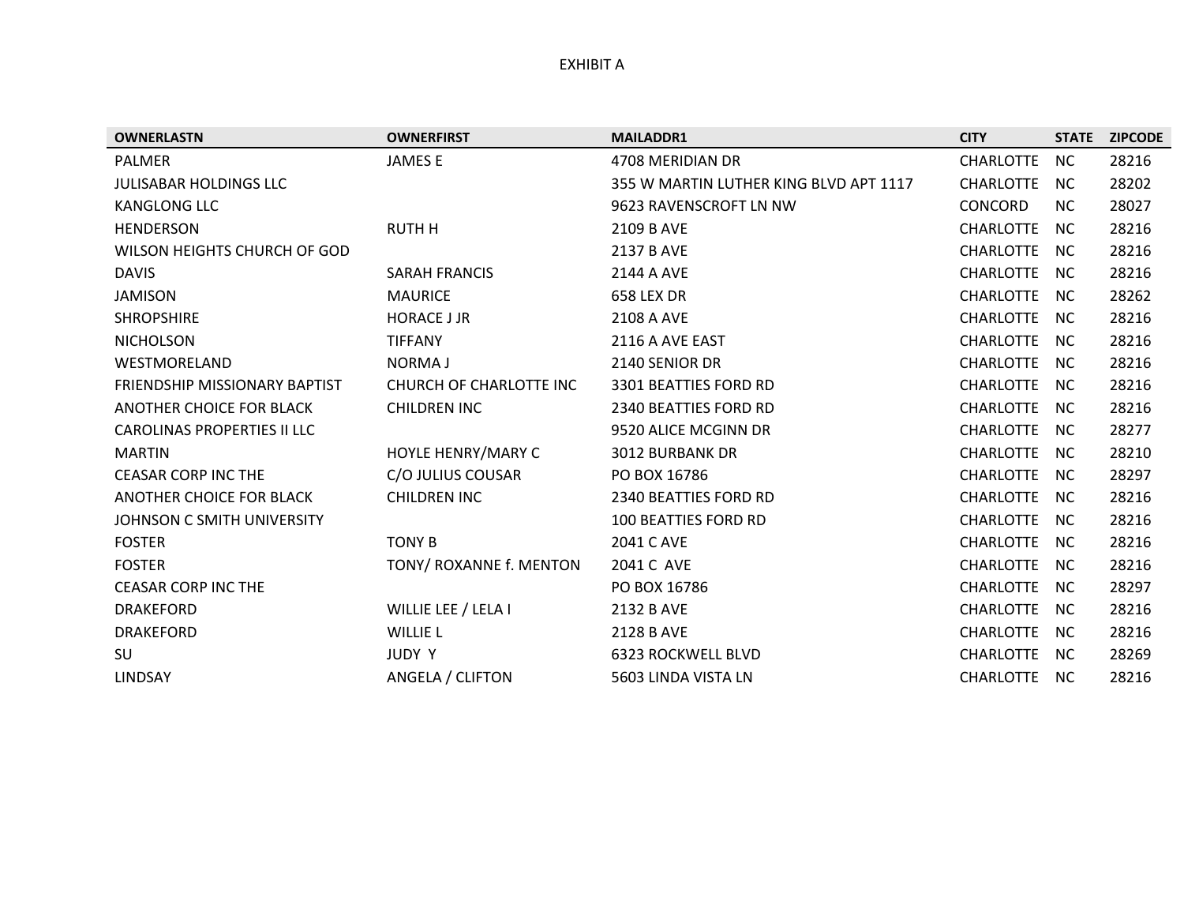EXHIBIT A

| OWNERLASTN | OWNERFIRST | MAILADDR1 | CITY | STATE | ZIPCODE |
|---|---|---|---|---|---|
| PALMER | JAMES E | 4708 MERIDIAN DR | CHARLOTTE | NC | 28216 |
| JULISABAR HOLDINGS LLC | | 355 W MARTIN LUTHER KING BLVD APT 1117 | CHARLOTTE | NC | 28202 |
| KANGLONG LLC | | 9623 RAVENSCROFT LN NW | CONCORD | NC | 28027 |
| HENDERSON | RUTH H | 2109 B AVE | CHARLOTTE | NC | 28216 |
| WILSON HEIGHTS CHURCH OF GOD | | 2137 B AVE | CHARLOTTE | NC | 28216 |
| DAVIS | SARAH FRANCIS | 2144 A AVE | CHARLOTTE | NC | 28216 |
| JAMISON | MAURICE | 658 LEX DR | CHARLOTTE | NC | 28262 |
| SHROPSHIRE | HORACE J JR | 2108 A AVE | CHARLOTTE | NC | 28216 |
| NICHOLSON | TIFFANY | 2116 A AVE EAST | CHARLOTTE | NC | 28216 |
| WESTMORELAND | NORMA J | 2140 SENIOR DR | CHARLOTTE | NC | 28216 |
| FRIENDSHIP MISSIONARY BAPTIST | CHURCH OF CHARLOTTE INC | 3301 BEATTIES FORD RD | CHARLOTTE | NC | 28216 |
| ANOTHER CHOICE FOR BLACK | CHILDREN INC | 2340 BEATTIES FORD RD | CHARLOTTE | NC | 28216 |
| CAROLINAS PROPERTIES II LLC | | 9520 ALICE MCGINN DR | CHARLOTTE | NC | 28277 |
| MARTIN | HOYLE HENRY/MARY C | 3012 BURBANK DR | CHARLOTTE | NC | 28210 |
| CEASAR CORP INC THE | C/O JULIUS COUSAR | PO BOX 16786 | CHARLOTTE | NC | 28297 |
| ANOTHER CHOICE FOR BLACK | CHILDREN INC | 2340 BEATTIES FORD RD | CHARLOTTE | NC | 28216 |
| JOHNSON C SMITH UNIVERSITY | | 100 BEATTIES FORD RD | CHARLOTTE | NC | 28216 |
| FOSTER | TONY B | 2041 C AVE | CHARLOTTE | NC | 28216 |
| FOSTER | TONY/ ROXANNE f. MENTON | 2041 C AVE | CHARLOTTE | NC | 28216 |
| CEASAR CORP INC THE | | PO BOX 16786 | CHARLOTTE | NC | 28297 |
| DRAKEFORD | WILLIE LEE / LELA I | 2132 B AVE | CHARLOTTE | NC | 28216 |
| DRAKEFORD | WILLIE L | 2128 B AVE | CHARLOTTE | NC | 28216 |
| SU | JUDY Y | 6323 ROCKWELL BLVD | CHARLOTTE | NC | 28269 |
| LINDSAY | ANGELA / CLIFTON | 5603 LINDA VISTA LN | CHARLOTTE | NC | 28216 |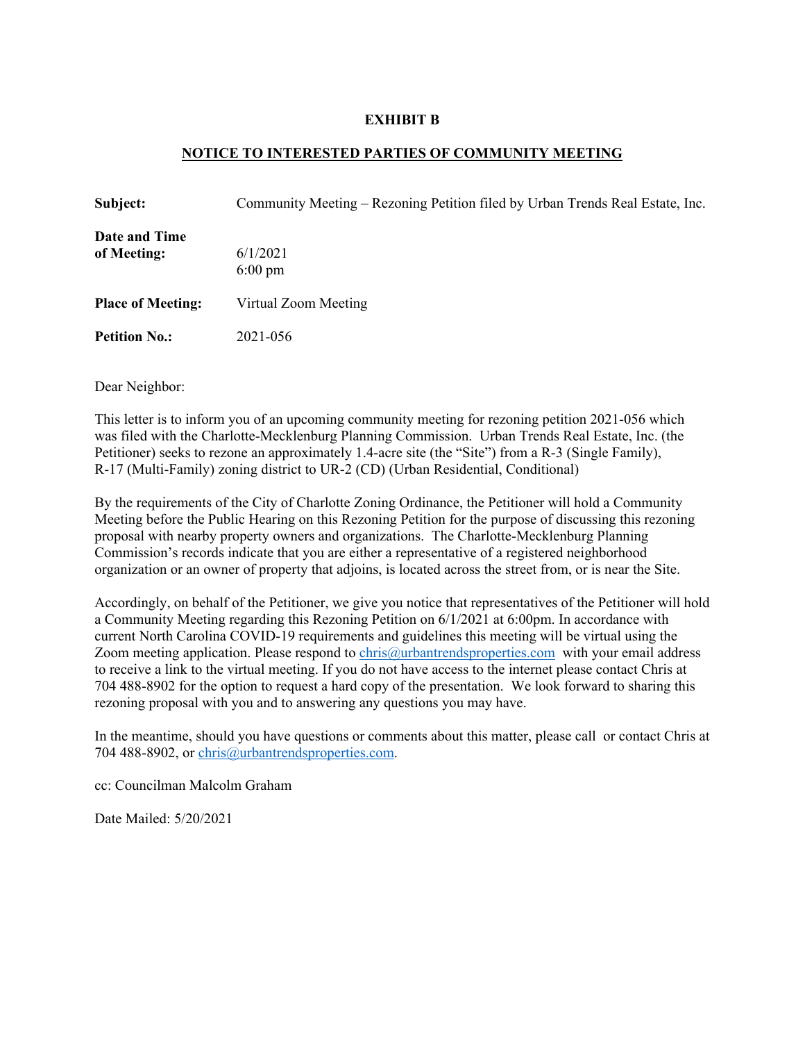**EXHIBIT B**

**NOTICE TO INTERESTED PARTIES OF COMMUNITY MEETING**

| | |
|---|---|
| **Subject:** | Community Meeting – Rezoning Petition filed by Urban Trends Real Estate, Inc. |
| **Date and Time of Meeting:** | 6/1/2021<br>6:00 pm |
| **Place of Meeting:** | Virtual Zoom Meeting |
| **Petition No.:** | 2021-056 |

Dear Neighbor:

This letter is to inform you of an upcoming community meeting for rezoning petition 2021-056 which was filed with the Charlotte-Mecklenburg Planning Commission. Urban Trends Real Estate, Inc. (the Petitioner) seeks to rezone an approximately 1.4-acre site (the "Site") from a R-3 (Single Family), R-17 (Multi-Family) zoning district to UR-2 (CD) (Urban Residential, Conditional)

By the requirements of the City of Charlotte Zoning Ordinance, the Petitioner will hold a Community Meeting before the Public Hearing on this Rezoning Petition for the purpose of discussing this rezoning proposal with nearby property owners and organizations. The Charlotte-Mecklenburg Planning Commission's records indicate that you are either a representative of a registered neighborhood organization or an owner of property that adjoins, is located across the street from, or is near the Site.

Accordingly, on behalf of the Petitioner, we give you notice that representatives of the Petitioner will hold a Community Meeting regarding this Rezoning Petition on 6/1/2021 at 6:00pm. In accordance with current North Carolina COVID-19 requirements and guidelines this meeting will be virtual using the Zoom meeting application. Please respond to chris@urbantrendsproperties.com with your email address to receive a link to the virtual meeting. If you do not have access to the internet please contact Chris at 704 488-8902 for the option to request a hard copy of the presentation. We look forward to sharing this rezoning proposal with you and to answering any questions you may have.

In the meantime, should you have questions or comments about this matter, please call or contact Chris at 704 488-8902, or chris@urbantrendsproperties.com.

cc: Councilman Malcolm Graham

Date Mailed: 5/20/2021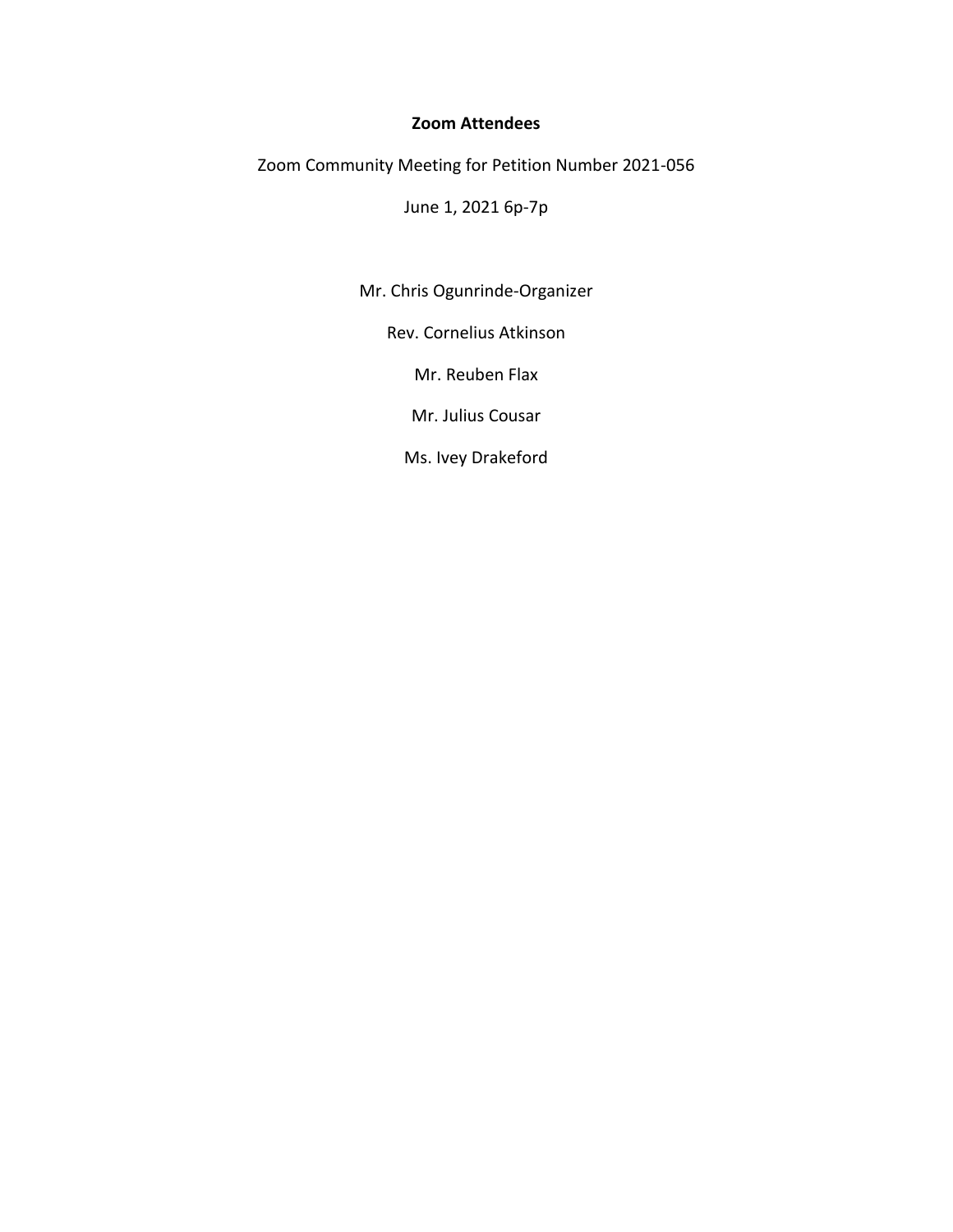**Zoom Attendees**

Zoom Community Meeting for Petition Number 2021-056

June 1, 2021 6p-7p

Mr. Chris Ogunrinde-Organizer

Rev. Cornelius Atkinson

Mr. Reuben Flax

Mr. Julius Cousar

Ms. Ivey Drakeford